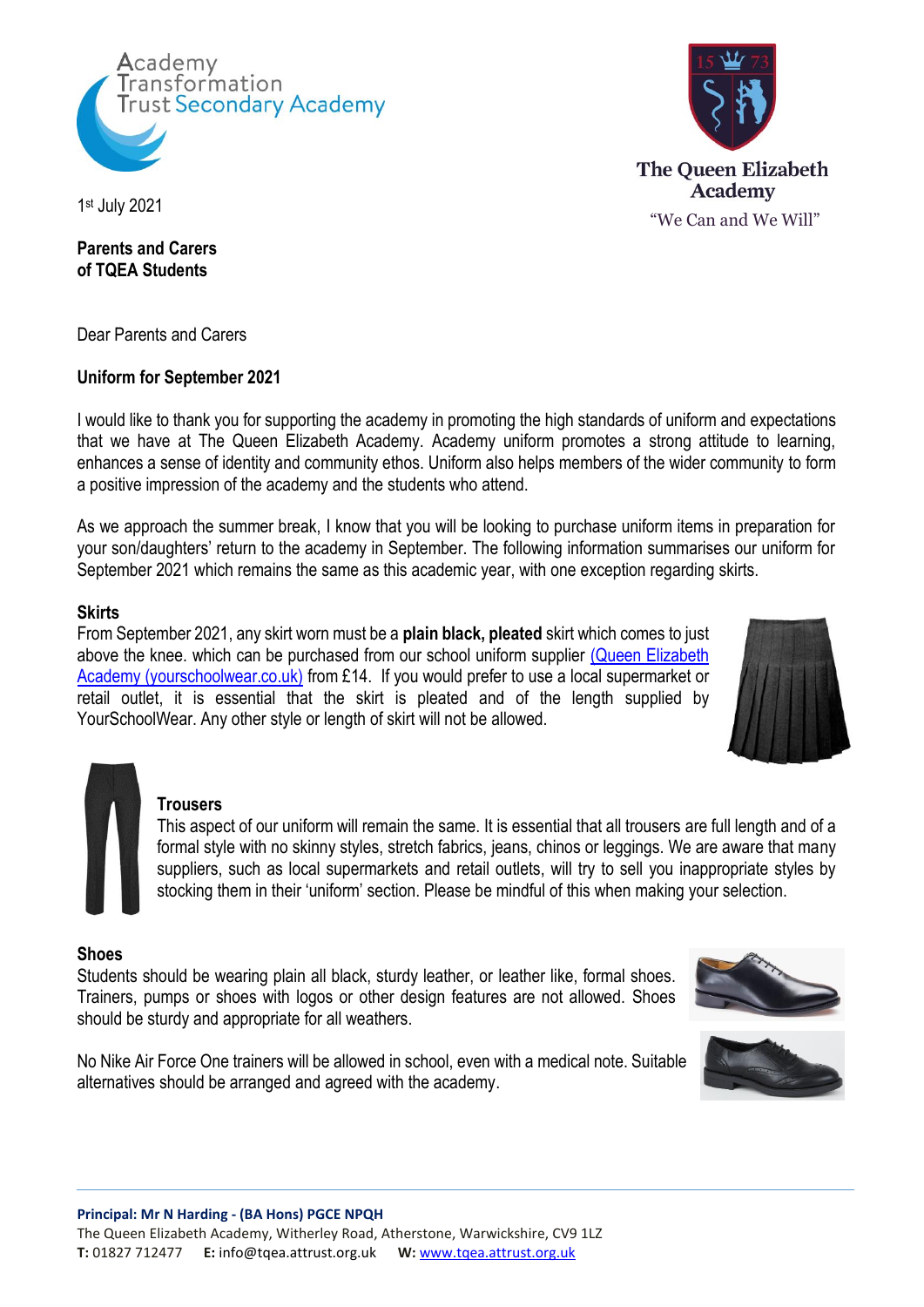Academy Transformation Trust Secondary Academy

The Queen Elizabeth Academy

"We Can and We Will"

1st July 2021

**Parents and Carers**
**of TQEA Students**

Dear Parents and Carers

**Uniform for September 2021**

I would like to thank you for supporting the academy in promoting the high standards of uniform and expectations that we have at The Queen Elizabeth Academy. Academy uniform promotes a strong attitude to learning, enhances a sense of identity and community ethos. Uniform also helps members of the wider community to form a positive impression of the academy and the students who attend.

As we approach the summer break, I know that you will be looking to purchase uniform items in preparation for your son/daughters' return to the academy in September. The following information summarises our uniform for September 2021 which remains the same as this academic year, with one exception regarding skirts.

**Skirts**

From September 2021, any skirt worn must be a **plain black, pleated** skirt which comes to just above the knee. which can be purchased from our school uniform supplier (Queen Elizabeth Academy (yourschoolwear.co.uk) from £14. If you would prefer to use a local supermarket or retail outlet, it is essential that the skirt is pleated and of the length supplied by YourSchoolWear. Any other style or length of skirt will not be allowed.

**Trousers**

This aspect of our uniform will remain the same. It is essential that all trousers are full length and of a formal style with no skinny styles, stretch fabrics, jeans, chinos or leggings. We are aware that many suppliers, such as local supermarkets and retail outlets, will try to sell you inappropriate styles by stocking them in their 'uniform' section. Please be mindful of this when making your selection.

**Shoes**

Students should be wearing plain all black, sturdy leather, or leather like, formal shoes. Trainers, pumps or shoes with logos or other design features are not allowed. Shoes should be sturdy and appropriate for all weathers.

No Nike Air Force One trainers will be allowed in school, even with a medical note. Suitable alternatives should be arranged and agreed with the academy.

**Principal: Mr N Harding - (BA Hons) PGCE NPQH**
The Queen Elizabeth Academy, Witherley Road, Atherstone, Warwickshire, CV9 1LZ
**T:** 01827 712477 **E:** info@tqea.attrust.org.uk **W:** www.tqea.attrust.org.uk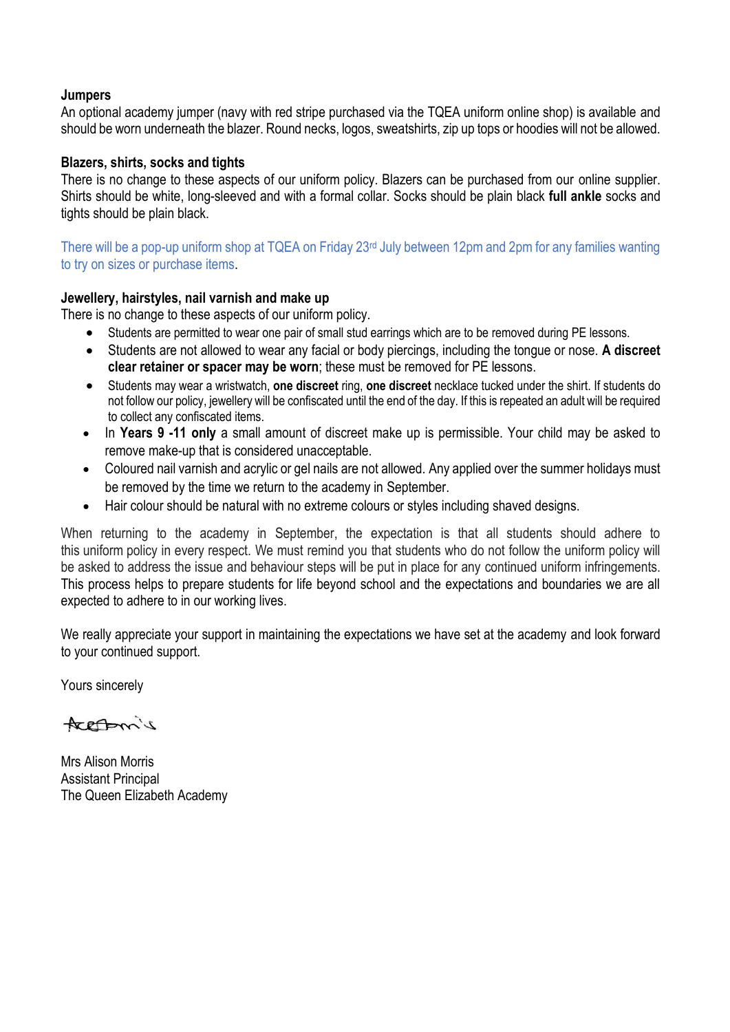**Jumpers**
An optional academy jumper (navy with red stripe purchased via the TQEA uniform online shop) is available and should be worn underneath the blazer. Round necks, logos, sweatshirts, zip up tops or hoodies will not be allowed.

**Blazers, shirts, socks and tights**
There is no change to these aspects of our uniform policy. Blazers can be purchased from our online supplier. Shirts should be white, long-sleeved and with a formal collar. Socks should be plain black **full ankle** socks and tights should be plain black.

There will be a pop-up uniform shop at TQEA on Friday 23rd July between 12pm and 2pm for any families wanting to try on sizes or purchase items.

**Jewellery, hairstyles, nail varnish and make up**
There is no change to these aspects of our uniform policy.

- Students are permitted to wear one pair of small stud earrings which are to be removed during PE lessons.
- Students are not allowed to wear any facial or body piercings, including the tongue or nose. **A discreet clear retainer or spacer may be worn**; these must be removed for PE lessons.
- Students may wear a wristwatch, **one discreet** ring, **one discreet** necklace tucked under the shirt. If students do not follow our policy, jewellery will be confiscated until the end of the day. If this is repeated an adult will be required to collect any confiscated items.
- In **Years 9 -11 only** a small amount of discreet make up is permissible. Your child may be asked to remove make-up that is considered unacceptable.
- Coloured nail varnish and acrylic or gel nails are not allowed. Any applied over the summer holidays must be removed by the time we return to the academy in September.
- Hair colour should be natural with no extreme colours or styles including shaved designs.

When returning to the academy in September, the expectation is that all students should adhere to this uniform policy in every respect. We must remind you that students who do not follow the uniform policy will be asked to address the issue and behaviour steps will be put in place for any continued uniform infringements. This process helps to prepare students for life beyond school and the expectations and boundaries we are all expected to adhere to in our working lives.

We really appreciate your support in maintaining the expectations we have set at the academy and look forward to your continued support.

Yours sincerely

Mrs Alison Morris
Assistant Principal
The Queen Elizabeth Academy